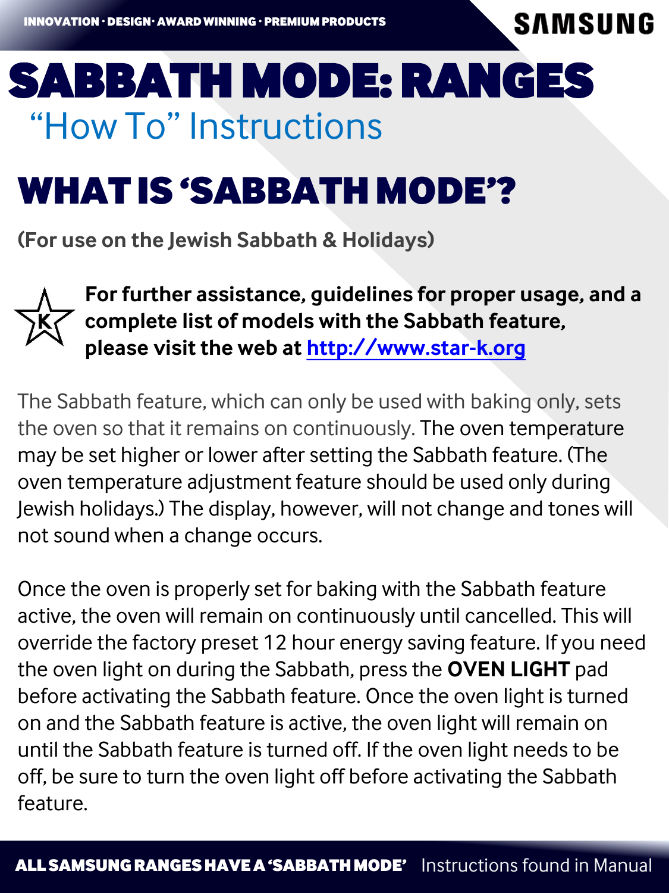# SABBATH MODE: RANGES

## "How To" Instructions

## WHAT IS 'SABBATH MODE'?

**(For use on the Jewish Sabbath & Holidays)**

**For further assistance, guidelines for proper usage, and a complete list of models with the Sabbath feature, please visit the web at http://www.star-k.org**

The Sabbath feature, which can only be used with baking only, sets the oven so that it remains on continuously. The oven temperature may be set higher or lower after setting the Sabbath feature. (The oven temperature adjustment feature should be used only during Jewish holidays.) The display, however, will not change and tones will not sound when a change occurs.

Once the oven is properly set for baking with the Sabbath feature active, the oven will remain on continuously until cancelled. This will override the factory preset 12 hour energy saving feature. If you need the oven light on during the Sabbath, press the **OVEN LIGHT** pad before activating the Sabbath feature. Once the oven light is turned on and the Sabbath feature is active, the oven light will remain on until the Sabbath feature is turned off. If the oven light needs to be off, be sure to turn the oven light off before activating the Sabbath feature.

**ALL SAMSUNG RANGES HAVE A 'SABBATH MODE'** Instructions found in Manual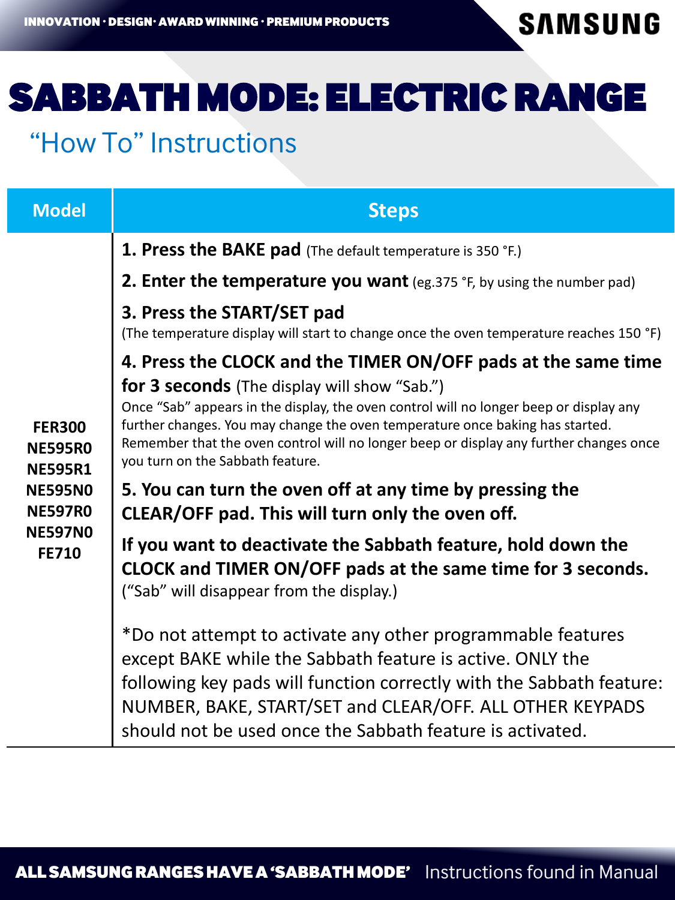INNOVATION · DESIGN· AWARD WINNING · PREMIUM PRODUCTS

SAMSUNG

# SABBATH MODE: ELECTRIC RANGE

## "How To" Instructions

| Model | Steps |
| --- | --- |
| FER300<br>NE595R0<br>NE595R1<br>NE595N0<br>NE597R0<br>NE597N0<br>FE710 | **1. Press the BAKE pad** (The default temperature is 350 °F.)<br><br>**2. Enter the temperature you want** (eg.375 °F, by using the number pad)<br><br>**3. Press the START/SET pad**<br>(The temperature display will start to change once the oven temperature reaches 150 °F)<br><br>**4. Press the CLOCK and the TIMER ON/OFF pads at the same time for 3 seconds** (The display will show "Sab.")<br>Once "Sab" appears in the display, the oven control will no longer beep or display any further changes. You may change the oven temperature once baking has started. Remember that the oven control will no longer beep or display any further changes once you turn on the Sabbath feature.<br><br>**5. You can turn the oven off at any time by pressing the CLEAR/OFF pad. This will turn only the oven off.**<br><br>**If you want to deactivate the Sabbath feature, hold down the CLOCK and TIMER ON/OFF pads at the same time for 3 seconds.**<br>("Sab" will disappear from the display.)<br><br>*Do not attempt to activate any other programmable features except BAKE while the Sabbath feature is active. ONLY the following key pads will function correctly with the Sabbath feature: NUMBER, BAKE, START/SET and CLEAR/OFF. ALL OTHER KEYPADS should not be used once the Sabbath feature is activated. |

**ALL SAMSUNG RANGES HAVE A 'SABBATH MODE'** Instructions found in Manual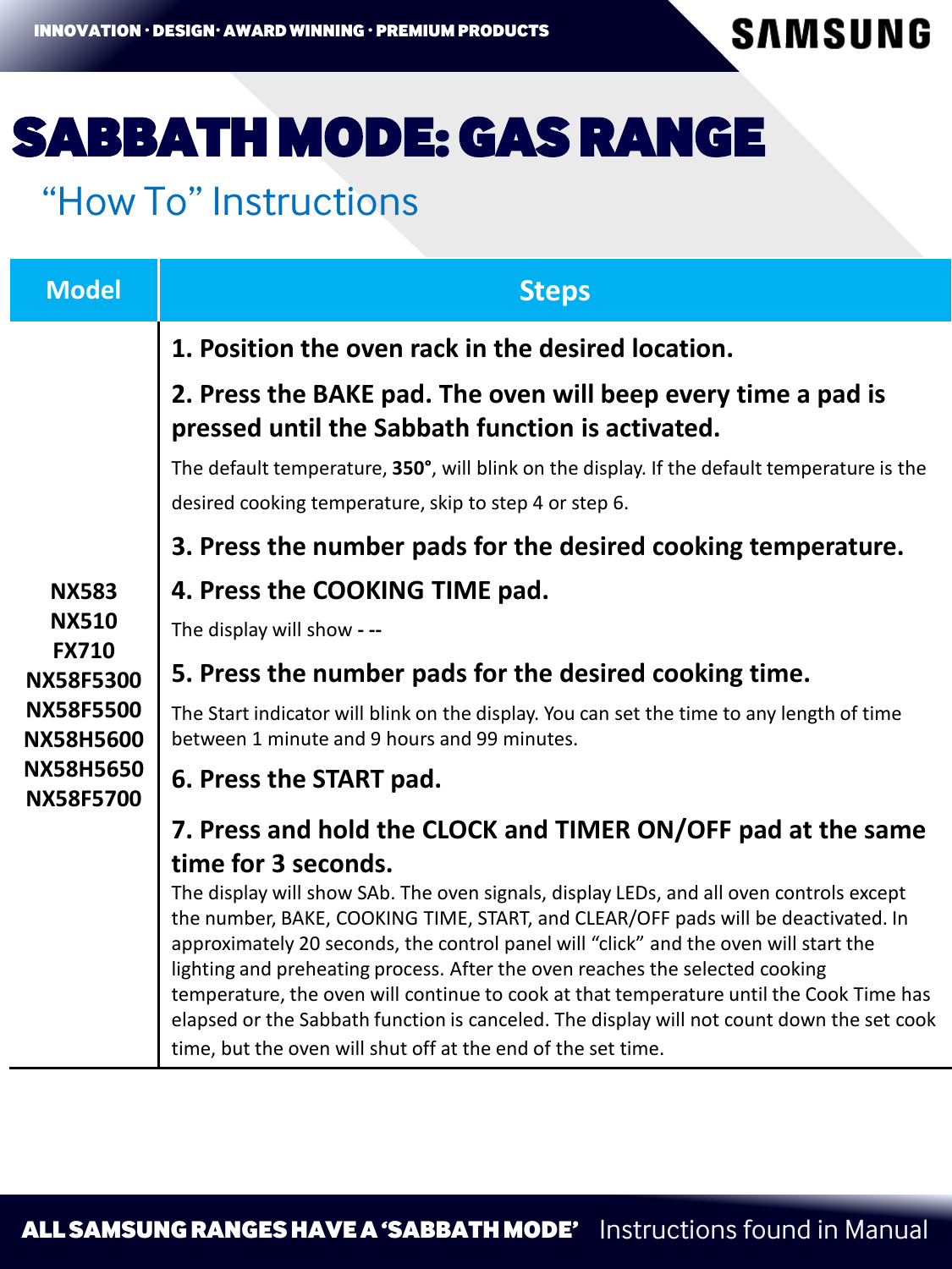# SABBATH MODE: GAS RANGE

## "How To" Instructions

| Model | Steps |
|---|---|
| NX583<br>NX510<br>FX710<br>NX58F5300<br>NX58F5500<br>NX58H5600<br>NX58H5650<br>NX58F5700 | **1. Position the oven rack in the desired location.**<br>**2. Press the BAKE pad. The oven will beep every time a pad is pressed until the Sabbath function is activated.**<br>The default temperature, **350°**, will blink on the display. If the default temperature is the desired cooking temperature, skip to step 4 or step 6.<br>**3. Press the number pads for the desired cooking temperature.**<br>**4. Press the COOKING TIME pad.**<br>The display will show **- --**<br>**5. Press the number pads for the desired cooking time.**<br>The Start indicator will blink on the display. You can set the time to any length of time between 1 minute and 9 hours and 99 minutes.<br>**6. Press the START pad.**<br>**7. Press and hold the CLOCK and TIMER ON/OFF pad at the same time for 3 seconds.**<br>The display will show SAb. The oven signals, display LEDs, and all oven controls except the number, BAKE, COOKING TIME, START, and CLEAR/OFF pads will be deactivated. In approximately 20 seconds, the control panel will "click" and the oven will start the lighting and preheating process. After the oven reaches the selected cooking temperature, the oven will continue to cook at that temperature until the Cook Time has elapsed or the Sabbath function is canceled. The display will not count down the set cook time, but the oven will shut off at the end of the set time. |

**ALL SAMSUNG RANGES HAVE A 'SABBATH MODE'** Instructions found in Manual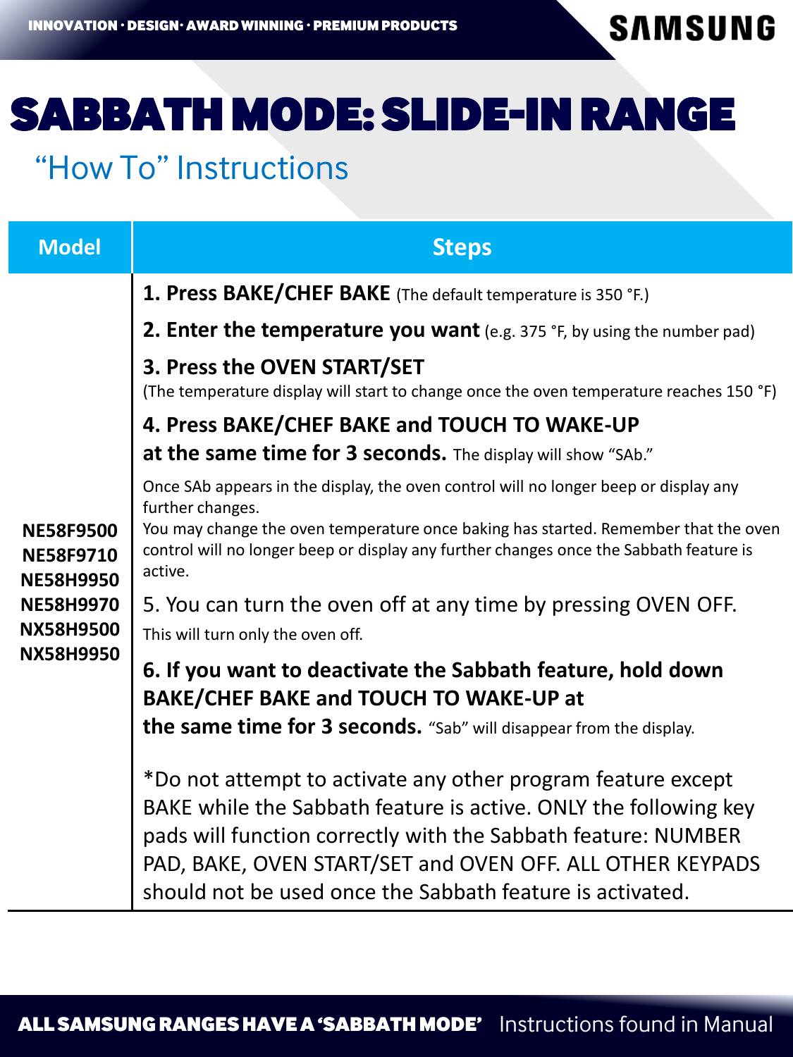INNOVATION · DESIGN· AWARD WINNING · PREMIUM PRODUCTS

SAMSUNG

# SABBATH MODE: SLIDE-IN RANGE

## "How To" Instructions

| Model | Steps |
| --- | --- |
| NE58F9500<br>NE58F9710<br>NE58H9950<br>NE58H9970<br>NX58H9500<br>NX58H9950 | **1. Press BAKE/CHEF BAKE** (The default temperature is 350 °F.)<br><br>**2. Enter the temperature you want** (e.g. 375 °F, by using the number pad)<br><br>**3. Press the OVEN START/SET**<br>(The temperature display will start to change once the oven temperature reaches 150 °F)<br><br>**4. Press BAKE/CHEF BAKE and TOUCH TO WAKE-UP at the same time for 3 seconds.** The display will show "SAb."<br><br>Once SAb appears in the display, the oven control will no longer beep or display any further changes.<br>You may change the oven temperature once baking has started. Remember that the oven control will no longer beep or display any further changes once the Sabbath feature is active.<br><br>5. You can turn the oven off at any time by pressing OVEN OFF.<br>This will turn only the oven off.<br><br>**6. If you want to deactivate the Sabbath feature, hold down BAKE/CHEF BAKE and TOUCH TO WAKE-UP at the same time for 3 seconds.** "Sab" will disappear from the display.<br><br>*Do not attempt to activate any other program feature except BAKE while the Sabbath feature is active. ONLY the following key pads will function correctly with the Sabbath feature: NUMBER PAD, BAKE, OVEN START/SET and OVEN OFF. ALL OTHER KEYPADS should not be used once the Sabbath feature is activated. |

**ALL SAMSUNG RANGES HAVE A 'SABBATH MODE'** Instructions found in Manual